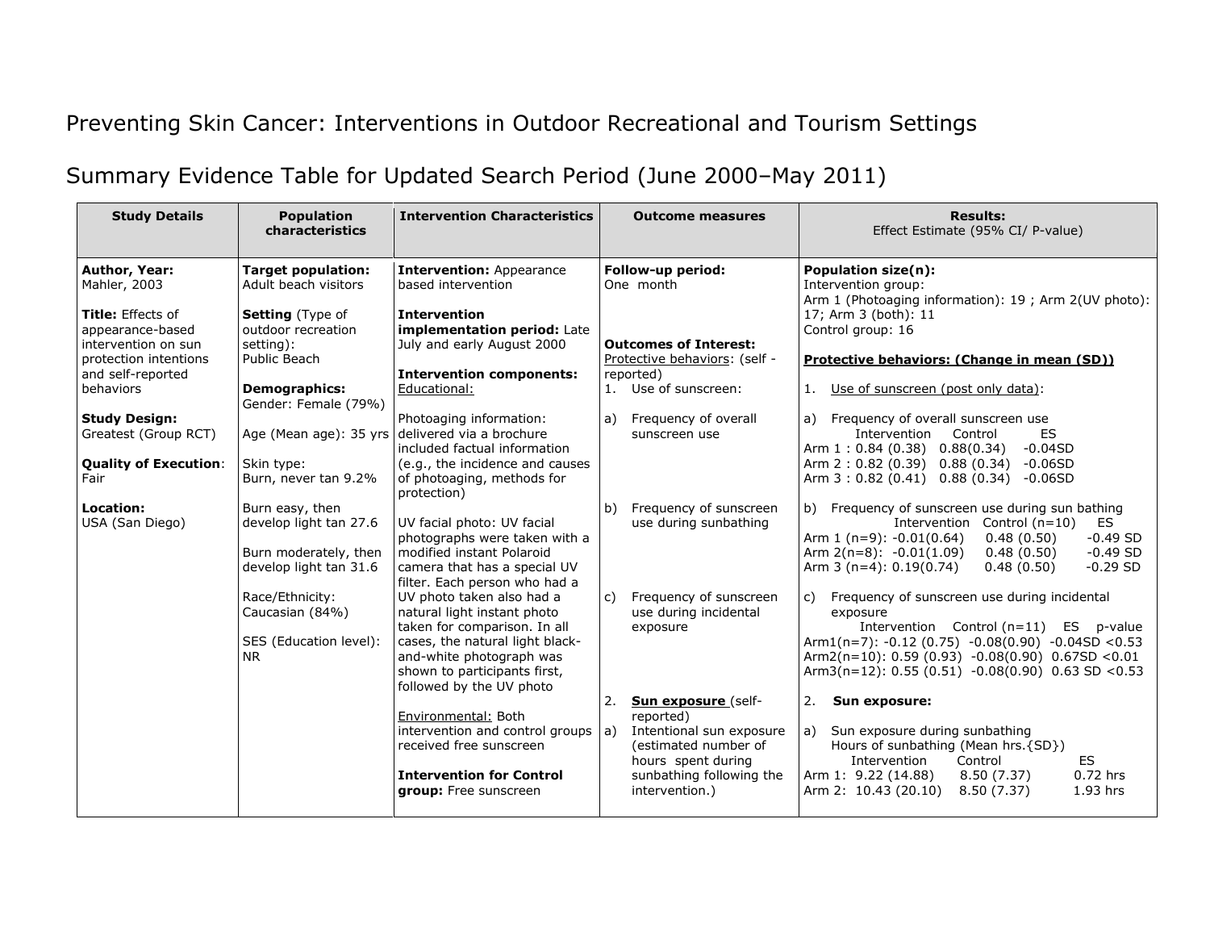# Preventing Skin Cancer: Interventions in Outdoor Recreational and Tourism Settings

## Summary Evidence Table for Updated Search Period (June 2000–May 2011)

| Study Details | Population characteristics | Intervention Characteristics | Outcome measures | Results: Effect Estimate (95% CI/ P-value) |
|---|---|---|---|---|
| **Author, Year:** Mahler, 2003<br><br>**Title:** Effects of appearance-based intervention on sun protection intentions and self-reported behaviors<br><br>**Study Design:** Greatest (Group RCT)<br><br>**Quality of Execution**: Fair<br><br>**Location:** USA (San Diego) | **Target population:** Adult beach visitors<br><br>**Setting** (Type of outdoor recreation setting): Public Beach<br><br>**Demographics:** Gender: Female (79%)<br><br>Age (Mean age): 35 yrs<br><br>Skin type: Burn, never tan 9.2%<br><br>Burn easy, then develop light tan 27.6<br><br>Burn moderately, then develop light tan 31.6<br><br>Race/Ethnicity: Caucasian (84%)<br><br>SES (Education level): NR | **Intervention:** Appearance based intervention<br><br>**Intervention implementation period:** Late July and early August 2000<br><br>**Intervention components:** Educational:<br><br>Photoaging information: delivered via a brochure included factual information (e.g., the incidence and causes of photoaging, methods for protection)<br><br>UV facial photo: UV facial photographs were taken with a modified instant Polaroid camera that has a special UV filter. Each person who had a UV photo taken also had a natural light instant photo taken for comparison. In all cases, the natural light black-and-white photograph was shown to participants first, followed by the UV photo<br><br>Environmental: Both intervention and control groups received free sunscreen<br><br>**Intervention for Control group:** Free sunscreen | **Follow-up period:** One month<br><br>**Outcomes of Interest:** Protective behaviors: (self - reported)<br>1. Use of sunscreen:<br><br>a) Frequency of overall sunscreen use<br><br>b) Frequency of sunscreen use during sunbathing<br><br>c) Frequency of sunscreen use during incidental exposure<br><br>2. **Sun exposure** (self-reported)<br>a) Intentional sun exposure (estimated number of hours spent during sunbathing following the intervention.) | **Population size(n):**<br>Intervention group:<br>Arm 1 (Photoaging information): 19 ; Arm 2(UV photo): 17; Arm 3 (both): 11<br>Control group: 16<br><br>**Protective behaviors: (Change in mean (SD))**<br><br>1. Use of sunscreen (post only data):<br><br>a) Frequency of overall sunscreen use<br>Intervention Control ES<br>Arm 1 : 0.84 (0.38) 0.88(0.34) -0.04SD<br>Arm 2 : 0.82 (0.39) 0.88 (0.34) -0.06SD<br>Arm 3 : 0.82 (0.41) 0.88 (0.34) -0.06SD<br><br>b) Frequency of sunscreen use during sun bathing<br>Intervention Control (n=10) ES<br>Arm 1 (n=9): -0.01(0.64) 0.48 (0.50) -0.49 SD<br>Arm 2(n=8): -0.01(1.09) 0.48 (0.50) -0.49 SD<br>Arm 3 (n=4): 0.19(0.74) 0.48 (0.50) -0.29 SD<br><br>c) Frequency of sunscreen use during incidental exposure<br>Intervention Control (n=11) ES p-value<br>Arm1(n=7): -0.12 (0.75) -0.08(0.90) -0.04SD <0.53<br>Arm2(n=10): 0.59 (0.93) -0.08(0.90) 0.67SD <0.01<br>Arm3(n=12): 0.55 (0.51) -0.08(0.90) 0.63 SD <0.53<br><br>2. **Sun exposure:**<br><br>a) Sun exposure during sunbathing<br>Hours of sunbathing (Mean hrs.{SD})<br>Intervention Control ES<br>Arm 1: 9.22 (14.88) 8.50 (7.37) 0.72 hrs<br>Arm 2: 10.43 (20.10) 8.50 (7.37) 1.93 hrs |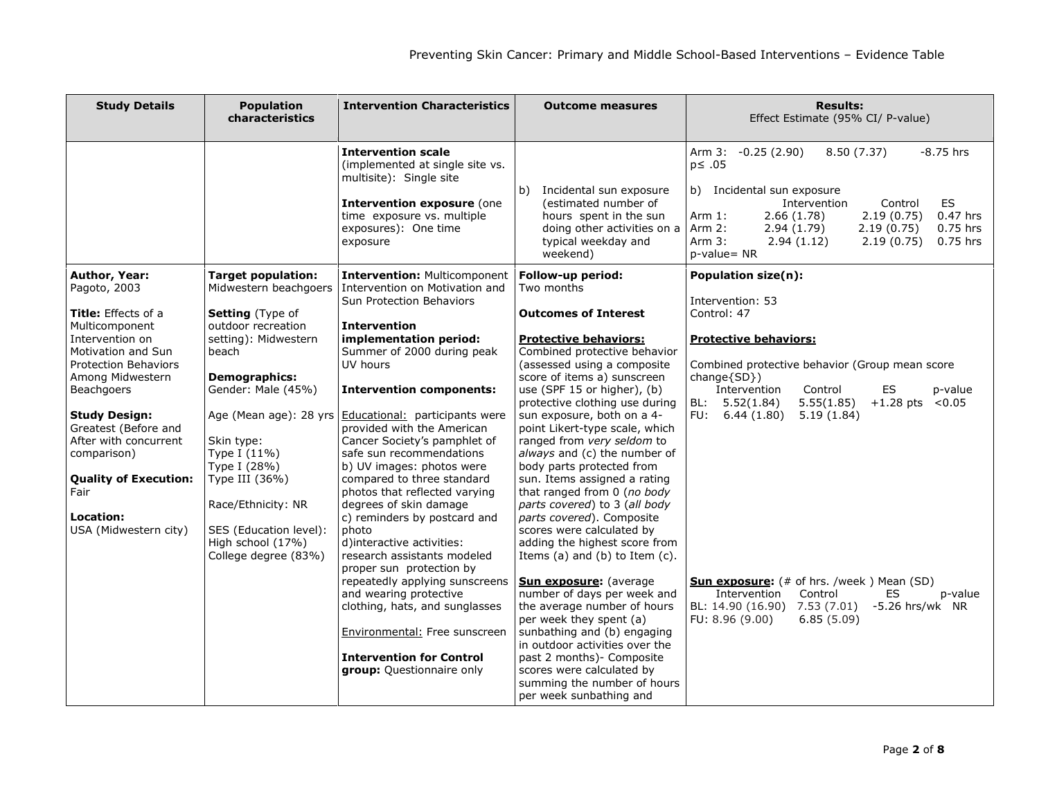| Study Details | Population characteristics | Intervention Characteristics | Outcome measures | Results: Effect Estimate (95% CI/ P-value) |
|---|---|---|---|---|
| | | **Intervention scale** (implemented at single site vs. multisite): Single site<br><br>**Intervention exposure** (one time exposure vs. multiple exposures): One time exposure | b) Incidental sun exposure (estimated number of hours spent in the sun doing other activities on a typical weekday and weekend) | Arm 3: -0.25 (2.90) 8.50 (7.37) -8.75 hrs p≤ .05<br><br>b) Incidental sun exposure<br>Intervention / Control / ES<br>Arm 1: 2.66 (1.78) 2.19 (0.75) 0.47 hrs<br>Arm 2: 2.94 (1.79) 2.19 (0.75) 0.75 hrs<br>Arm 3: 2.94 (1.12) 2.19 (0.75) 0.75 hrs<br>p-value= NR |
| **Author, Year:** Pagoto, 2003<br><br>**Title:** Effects of a Multicomponent Intervention on Motivation and Sun Protection Behaviors Among Midwestern Beachgoers<br><br>**Study Design:** Greatest (Before and After with concurrent comparison)<br><br>**Quality of Execution:** Fair<br><br>**Location:** USA (Midwestern city) | **Target population:** Midwestern beachgoers<br><br>**Setting** (Type of outdoor recreation setting): Midwestern beach<br><br>**Demographics:**<br>Gender: Male (45%)<br><br>Age (Mean age): 28 yrs<br><br>Skin type:<br>Type I (11%)<br>Type I (28%)<br>Type III (36%)<br><br>Race/Ethnicity: NR<br><br>SES (Education level):<br>High school (17%)<br>College degree (83%) | **Intervention:** Multicomponent Intervention on Motivation and Sun Protection Behaviors<br><br>**Intervention implementation period:** Summer of 2000 during peak UV hours<br><br>**Intervention components:**<br><br>Educational: participants were provided with the American Cancer Society's pamphlet of safe sun recommendations<br>b) UV images: photos were compared to three standard photos that reflected varying degrees of skin damage<br>c) reminders by postcard and photo<br>d)interactive activities: research assistants modeled proper sun protection by repeatedly applying sunscreens and wearing protective clothing, hats, and sunglasses<br><br>Environmental: Free sunscreen<br><br>**Intervention for Control group:** Questionnaire only | **Follow-up period:** Two months<br><br>**Outcomes of Interest**<br><br>**Protective behaviors:** Combined protective behavior (assessed using a composite score of items a) sunscreen use (SPF 15 or higher), (b) protective clothing use during sun exposure, both on a 4-point Likert-type scale, which ranged from *very seldom* to *always* and (c) the number of body parts protected from sun. Items assigned a rating that ranged from 0 (*no body parts covered*) to 3 (*all body parts covered*). Composite scores were calculated by adding the highest score from Items (a) and (b) to Item (c).<br><br>**Sun exposure:** (average number of days per week and the average number of hours per week they spent (a) sunbathing and (b) engaging in outdoor activities over the past 2 months)- Composite scores were calculated by summing the number of hours per week sunbathing and | **Population size(n):**<br><br>Intervention: 53<br>Control: 47<br><br>**Protective behaviors:**<br><br>Combined protective behavior (Group mean score change{SD})<br>Intervention / Control / ES / p-value<br>BL: 5.52(1.84) 5.55(1.85) +1.28 pts <0.05<br>FU: 6.44 (1.80) 5.19 (1.84)<br><br>**Sun exposure:** (# of hrs. /week ) Mean (SD)<br>Intervention / Control / ES / p-value<br>BL: 14.90 (16.90) 7.53 (7.01) -5.26 hrs/wk NR<br>FU: 8.96 (9.00) 6.85 (5.09) |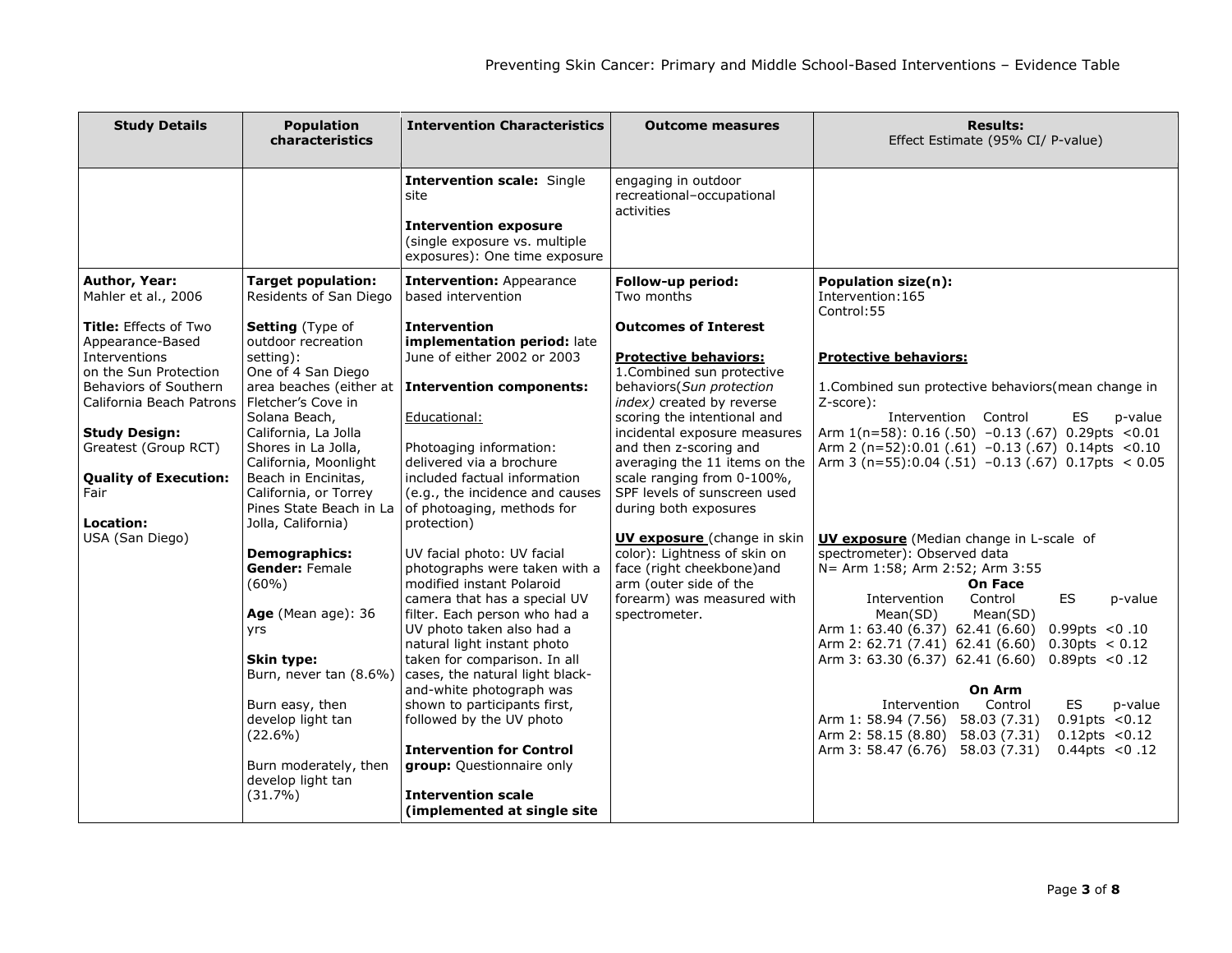| Study Details | Population characteristics | Intervention Characteristics | Outcome measures | Results: Effect Estimate (95% CI/ P-value) |
|---|---|---|---|---|
| | | **Intervention scale:** Single site<br><br>**Intervention exposure** (single exposure vs. multiple exposures): One time exposure | engaging in outdoor recreational–occupational activities | |
| **Author, Year:**<br>Mahler et al., 2006<br><br>**Title:** Effects of Two Appearance-Based Interventions on the Sun Protection Behaviors of Southern California Beach Patrons<br><br>**Study Design:**<br>Greatest (Group RCT)<br><br>**Quality of Execution:**<br>Fair<br><br>**Location:**<br>USA (San Diego) | **Target population:**<br>Residents of San Diego<br><br>**Setting** (Type of outdoor recreation setting):<br>One of 4 San Diego area beaches (either at Fletcher's Cove in Solana Beach, California, La Jolla Shores in La Jolla, California, Moonlight Beach in Encinitas, California, or Torrey Pines State Beach in La Jolla, California)<br><br>**Demographics:**<br>**Gender:** Female (60%)<br><br>**Age** (Mean age): 36 yrs<br><br>**Skin type:**<br>Burn, never tan (8.6%)<br><br>Burn easy, then develop light tan (22.6%)<br><br>Burn moderately, then develop light tan (31.7%) | **Intervention:** Appearance based intervention<br><br>**Intervention implementation period:** late June of either 2002 or 2003<br><br>**Intervention components:**<br><br>Educational:<br><br>Photoaging information: delivered via a brochure included factual information (e.g., the incidence and causes of photoaging, methods for protection)<br><br>UV facial photo: UV facial photographs were taken with a modified instant Polaroid camera that has a special UV filter. Each person who had a UV photo taken also had a natural light instant photo taken for comparison. In all cases, the natural light black-and-white photograph was shown to participants first, followed by the UV photo<br><br>**Intervention for Control group:** Questionnaire only<br><br>**Intervention scale (implemented at single site** | **Follow-up period:**<br>Two months<br><br>**Outcomes of Interest**<br><br>**Protective behaviors:**<br>1.Combined sun protective behaviors(*Sun protection index)* created by reverse scoring the intentional and incidental exposure measures and then z-scoring and averaging the 11 items on the scale ranging from 0-100%, SPF levels of sunscreen used during both exposures<br><br>**UV exposure** (change in skin color): Lightness of skin on face (right cheekbone)and arm (outer side of the forearm) was measured with spectrometer. | **Population size(n):**<br>Intervention:165<br>Control:55<br><br>**Protective behaviors:**<br><br>1.Combined sun protective behaviors(mean change in Z-score):<br>Intervention Control ES p-value<br>Arm 1(n=58): 0.16 (.50) –0.13 (.67) 0.29pts <0.01<br>Arm 2 (n=52):0.01 (.61) –0.13 (.67) 0.14pts <0.10<br>Arm 3 (n=55):0.04 (.51) –0.13 (.67) 0.17pts < 0.05<br><br>**UV exposure** (Median change in L-scale of spectrometer): Observed data<br>N= Arm 1:58; Arm 2:52; Arm 3:55<br>**On Face**<br>Intervention Mean(SD) Control Mean(SD) ES p-value<br>Arm 1: 63.40 (6.37) 62.41 (6.60) 0.99pts <0 .10<br>Arm 2: 62.71 (7.41) 62.41 (6.60) 0.30pts < 0.12<br>Arm 3: 63.30 (6.37) 62.41 (6.60) 0.89pts <0 .12<br><br>**On Arm**<br>Intervention Control ES p-value<br>Arm 1: 58.94 (7.56) 58.03 (7.31) 0.91pts <0.12<br>Arm 2: 58.15 (8.80) 58.03 (7.31) 0.12pts <0.12<br>Arm 3: 58.47 (6.76) 58.03 (7.31) 0.44pts <0 .12 |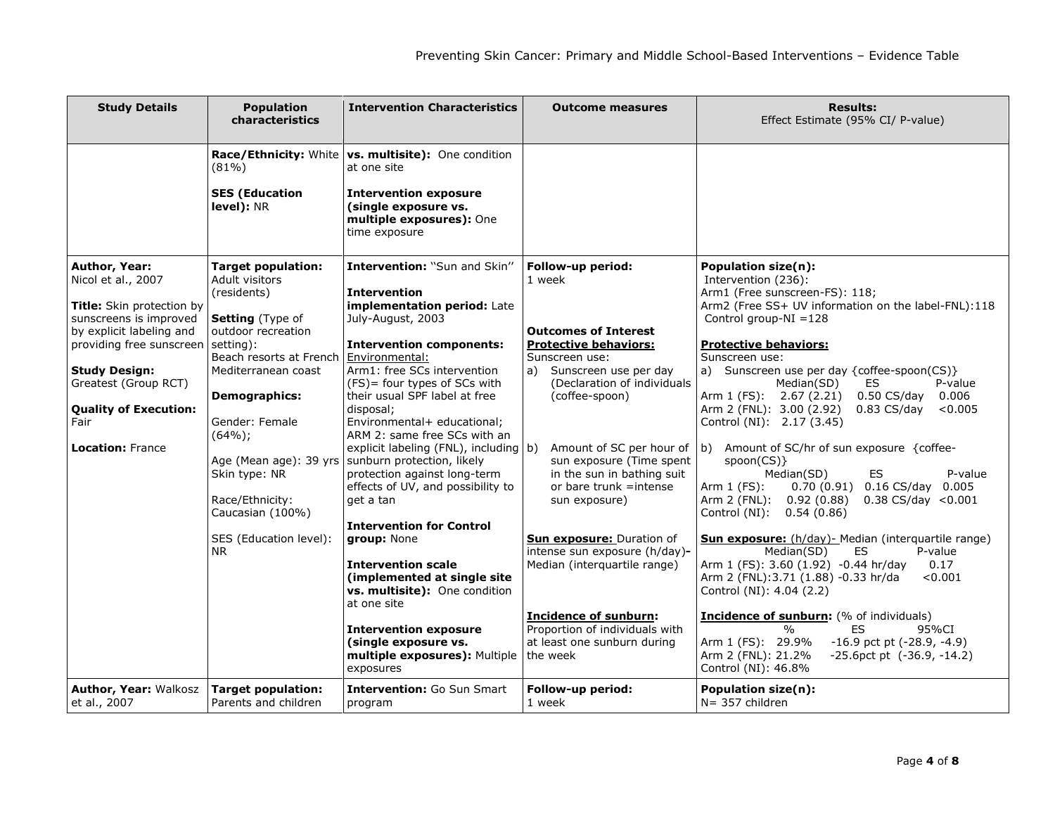| Study Details | Population characteristics | Intervention Characteristics | Outcome measures | Results: Effect Estimate (95% CI/ P-value) |
|---|---|---|---|---|
| | **Race/Ethnicity:** White (81%)<br><br>**SES (Education level):** NR | **vs. multisite):** One condition at one site<br><br>**Intervention exposure (single exposure vs. multiple exposures):** One time exposure | | |
| **Author, Year:** Nicol et al., 2007<br><br>**Title:** Skin protection by sunscreens is improved by explicit labeling and providing free sunscreen<br><br>**Study Design:** Greatest (Group RCT)<br><br>**Quality of Execution:** Fair<br><br>**Location:** France | **Target population:** Adult visitors (residents)<br><br>**Setting** (Type of outdoor recreation setting): Beach resorts at French Mediterranean coast<br><br>**Demographics:**<br><br>Gender: Female (64%);<br><br>Age (Mean age): 39 yrs<br>Skin type: NR<br><br>Race/Ethnicity: Caucasian (100%)<br><br>SES (Education level): NR | **Intervention:** "Sun and Skin"<br><br>**Intervention implementation period:** Late July-August, 2003<br><br>**Intervention components:**<br>Environmental:<br>Arm1: free SCs intervention (FS)= four types of SCs with their usual SPF label at free disposal;<br>Environmental+ educational;<br>ARM 2: same free SCs with an explicit labeling (FNL), including sunburn protection, likely protection against long-term effects of UV, and possibility to get a tan<br><br>**Intervention for Control group:** None<br><br>**Intervention scale (implemented at single site vs. multisite):** One condition at one site<br><br>**Intervention exposure (single exposure vs. multiple exposures):** Multiple exposures | **Follow-up period:** 1 week<br><br>**Outcomes of Interest**<br>**Protective behaviors:**<br>Sunscreen use:<br>a) Sunscreen use per day (Declaration of individuals (coffee-spoon)<br><br>b) Amount of SC per hour of sun exposure (Time spent in the sun in bathing suit or bare trunk =intense sun exposure)<br><br>**Sun exposure:** Duration of intense sun exposure (h/day)- Median (interquartile range)<br><br>**Incidence of sunburn:** Proportion of individuals with at least one sunburn during the week | **Population size(n):**<br>Intervention (236):<br>Arm1 (Free sunscreen-FS): 118;<br>Arm2 (Free SS+ UV information on the label-FNL):118<br>Control group-NI =128<br><br>**Protective behaviors:**<br>Sunscreen use:<br>a) Sunscreen use per day {coffee-spoon(CS)}<br>Median(SD) ES P-value<br>Arm 1 (FS): 2.67 (2.21) 0.50 CS/day 0.006<br>Arm 2 (FNL): 3.00 (2.92) 0.83 CS/day <0.005<br>Control (NI): 2.17 (3.45)<br><br>b) Amount of SC/hr of sun exposure {coffee-spoon(CS)}<br>Median(SD) ES P-value<br>Arm 1 (FS): 0.70 (0.91) 0.16 CS/day 0.005<br>Arm 2 (FNL): 0.92 (0.88) 0.38 CS/day <0.001<br>Control (NI): 0.54 (0.86)<br><br>**Sun exposure:** (h/day)- Median (interquartile range)<br>Median(SD) ES P-value<br>Arm 1 (FS): 3.60 (1.92) -0.44 hr/day 0.17<br>Arm 2 (FNL):3.71 (1.88) -0.33 hr/da <0.001<br>Control (NI): 4.04 (2.2)<br><br>**Incidence of sunburn:** (% of individuals)<br>% ES 95%CI<br>Arm 1 (FS): 29.9% -16.9 pct pt (-28.9, -4.9)<br>Arm 2 (FNL): 21.2% -25.6pct pt (-36.9, -14.2)<br>Control (NI): 46.8% |
| **Author, Year:** Walkosz et al., 2007 | **Target population:** Parents and children | **Intervention:** Go Sun Smart program | **Follow-up period:** 1 week | **Population size(n):**<br>N= 357 children |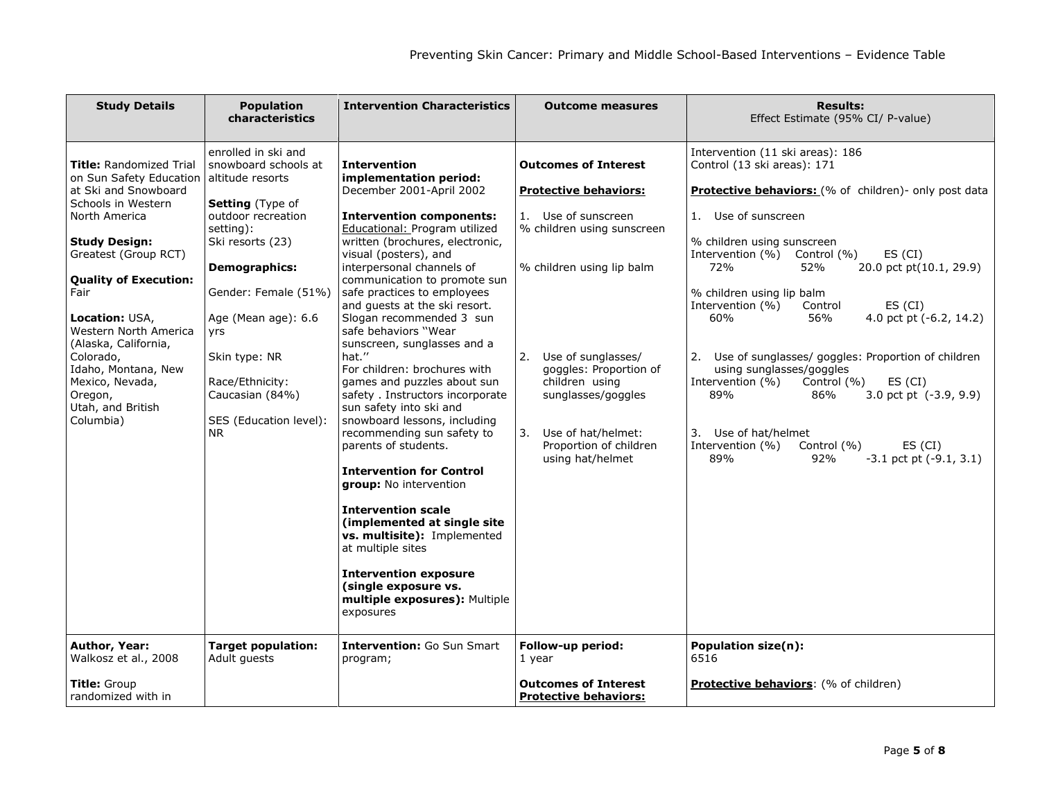| Study Details | Population characteristics | Intervention Characteristics | Outcome measures | Results: Effect Estimate (95% CI/ P-value) |
|---|---|---|---|---|
| **Title:** Randomized Trial on Sun Safety Education at Ski and Snowboard Schools in Western North America<br><br>**Study Design:** Greatest (Group RCT)<br><br>**Quality of Execution:** Fair<br><br>**Location:** USA, Western North America (Alaska, California, Colorado, Idaho, Montana, New Mexico, Nevada, Oregon, Utah, and British Columbia) | enrolled in ski and snowboard schools at altitude resorts<br><br>**Setting** (Type of outdoor recreation setting): Ski resorts (23)<br><br>**Demographics:**<br><br>Gender: Female (51%)<br><br>Age (Mean age): 6.6 yrs<br><br>Skin type: NR<br><br>Race/Ethnicity: Caucasian (84%)<br><br>SES (Education level): NR | **Intervention implementation period:** December 2001-April 2002<br><br>**Intervention components:** Educational: Program utilized written (brochures, electronic, visual (posters), and interpersonal channels of communication to promote sun safe practices to employees and guests at the ski resort. Slogan recommended 3 sun safe behaviors "Wear sunscreen, sunglasses and a hat.'' For children: brochures with games and puzzles about sun safety . Instructors incorporate sun safety into ski and snowboard lessons, including recommending sun safety to parents of students.<br><br>**Intervention for Control group:** No intervention<br><br>**Intervention scale (implemented at single site vs. multisite):** Implemented at multiple sites<br><br>**Intervention exposure (single exposure vs. multiple exposures):** Multiple exposures | **Outcomes of Interest**<br><br>**Protective behaviors:**<br><br>1. Use of sunscreen<br>% children using sunscreen<br><br>% children using lip balm<br><br>2. Use of sunglasses/ goggles: Proportion of children using sunglasses/goggles<br><br>3. Use of hat/helmet: Proportion of children using hat/helmet | Intervention (11 ski areas): 186<br>Control (13 ski areas): 171<br><br>**Protective behaviors:** (% of children)- only post data<br><br>1. Use of sunscreen<br><br>% children using sunscreen<br>Intervention (%) Control (%) ES (CI)<br>72% 52% 20.0 pct pt(10.1, 29.9)<br><br>% children using lip balm<br>Intervention (%) Control ES (CI)<br>60% 56% 4.0 pct pt (-6.2, 14.2)<br><br>2. Use of sunglasses/ goggles: Proportion of children using sunglasses/goggles<br>Intervention (%) Control (%) ES (CI)<br>89% 86% 3.0 pct pt (-3.9, 9.9)<br><br>3. Use of hat/helmet<br>Intervention (%) Control (%) ES (CI)<br>89% 92% -3.1 pct pt (-9.1, 3.1) |
| **Author, Year:** Walkosz et al., 2008<br><br>**Title:** Group randomized with in | **Target population:** Adult guests | **Intervention:** Go Sun Smart program; | **Follow-up period:** 1 year<br><br>**Outcomes of Interest**<br>**Protective behaviors:** | **Population size(n):** 6516<br><br>**Protective behaviors**: (% of children) |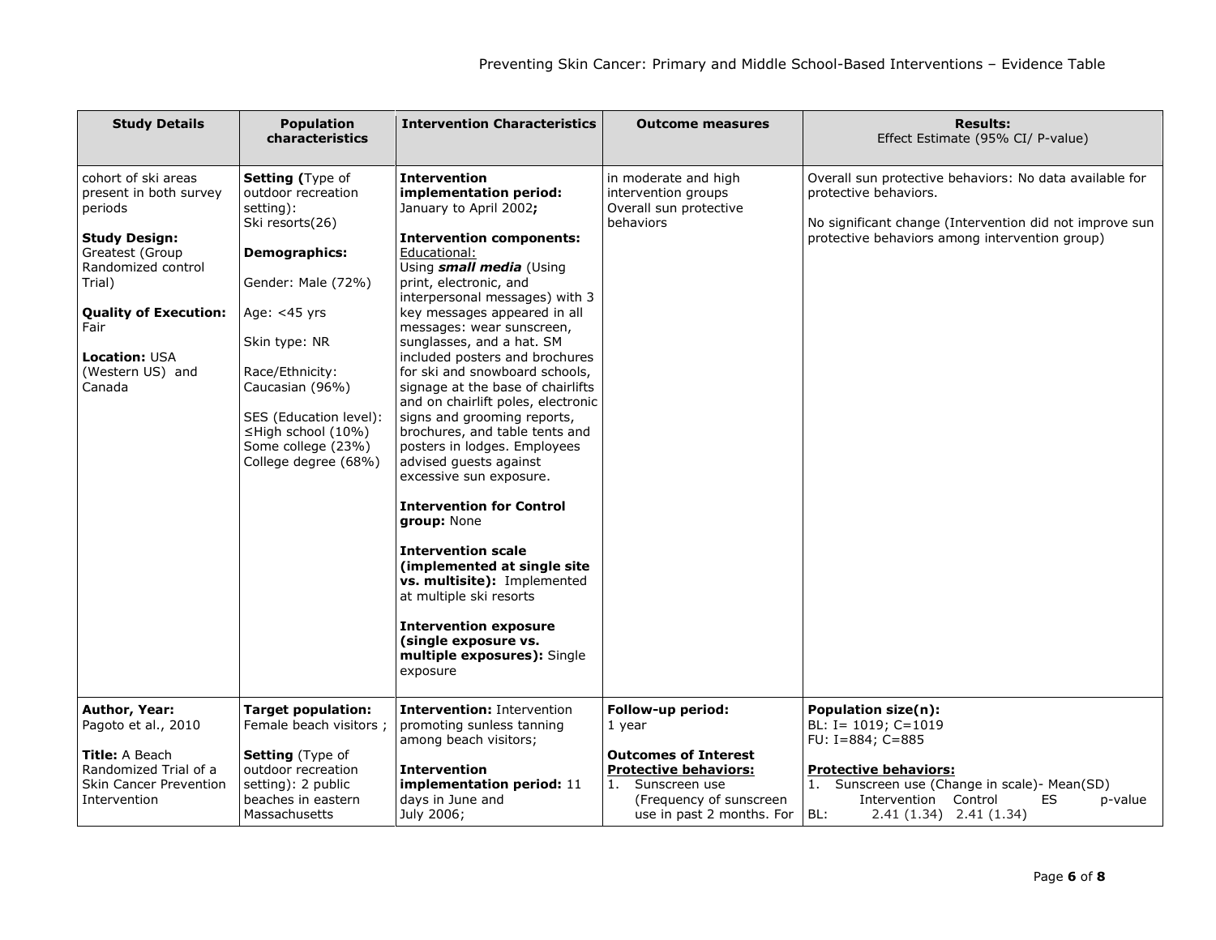| **Study Details** | **Population characteristics** | **Intervention Characteristics** | **Outcome measures** | **Results:** Effect Estimate (95% CI/ P-value) |
|---|---|---|---|---|
| cohort of ski areas present in both survey periods<br><br>**Study Design:** Greatest (Group Randomized control Trial)<br><br>**Quality of Execution:** Fair<br><br>**Location:** USA (Western US) and Canada | **Setting (**Type of outdoor recreation setting): Ski resorts(26)<br><br>**Demographics:**<br><br>Gender: Male (72%)<br><br>Age: <45 yrs<br><br>Skin type: NR<br><br>Race/Ethnicity: Caucasian (96%)<br><br>SES (Education level): ≤High school (10%) Some college (23%) College degree (68%) | **Intervention implementation period:** January to April 2002**;**<br><br>**Intervention components:** Educational: Using ***small media*** (Using print, electronic, and interpersonal messages) with 3 key messages appeared in all messages: wear sunscreen, sunglasses, and a hat. SM included posters and brochures for ski and snowboard schools, signage at the base of chairlifts and on chairlift poles, electronic signs and grooming reports, brochures, and table tents and posters in lodges. Employees advised guests against excessive sun exposure.<br><br>**Intervention for Control group:** None<br><br>**Intervention scale (implemented at single site vs. multisite):** Implemented at multiple ski resorts<br><br>**Intervention exposure (single exposure vs. multiple exposures):** Single exposure | in moderate and high intervention groups Overall sun protective behaviors | Overall sun protective behaviors: No data available for protective behaviors.<br><br>No significant change (Intervention did not improve sun protective behaviors among intervention group) |
| **Author, Year:** Pagoto et al., 2010<br><br>**Title:** A Beach Randomized Trial of a Skin Cancer Prevention Intervention | **Target population:** Female beach visitors ;<br><br>**Setting** (Type of outdoor recreation setting): 2 public beaches in eastern Massachusetts | **Intervention:** Intervention promoting sunless tanning among beach visitors;<br><br>**Intervention implementation period:** 11 days in June and July 2006; | **Follow-up period:** 1 year<br><br>**Outcomes of Interest Protective behaviors:**<br>1. Sunscreen use (Frequency of sunscreen use in past 2 months. For | **Population size(n):**<br>BL: I= 1019; C=1019<br>FU: I=884; C=885<br><br>**Protective behaviors:**<br>1. Sunscreen use (Change in scale)- Mean(SD)<br>Intervention Control ES p-value<br>BL: 2.41 (1.34) 2.41 (1.34) |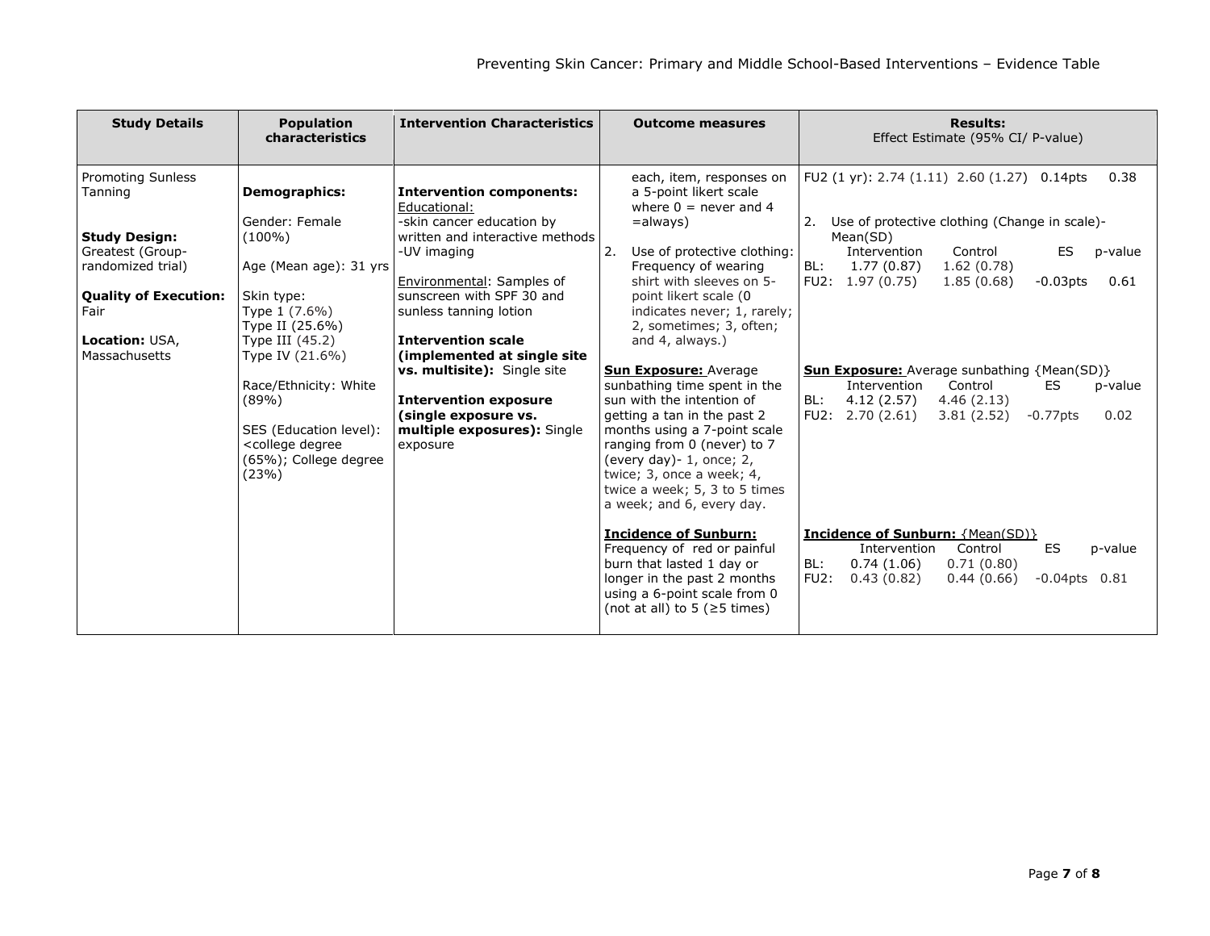| Study Details | Population characteristics | Intervention Characteristics | Outcome measures | Results: Effect Estimate (95% CI/ P-value) |
|---|---|---|---|---|
| Promoting Sunless Tanning<br><br>**Study Design:** Greatest (Group-randomized trial)<br><br>**Quality of Execution:** Fair<br><br>**Location:** USA, Massachusetts | **Demographics:**<br><br>Gender: Female (100%)<br><br>Age (Mean age): 31 yrs<br><br>Skin type:<br>Type 1 (7.6%)<br>Type II (25.6%)<br>Type III (45.2)<br>Type IV (21.6%)<br><br>Race/Ethnicity: White (89%)<br><br>SES (Education level): <college degree (65%); College degree (23%) | **Intervention components:**<br>Educational:<br>-skin cancer education by written and interactive methods<br>-UV imaging<br><br>Environmental: Samples of sunscreen with SPF 30 and sunless tanning lotion<br><br>**Intervention scale (implemented at single site vs. multisite):** Single site<br><br>**Intervention exposure (single exposure vs. multiple exposures):** Single exposure | each, item, responses on a 5-point likert scale where 0 = never and 4 =always)<br><br>2. Use of protective clothing: Frequency of wearing shirt with sleeves on 5-point likert scale (0 indicates never; 1, rarely; 2, sometimes; 3, often; and 4, always.)<br><br>**Sun Exposure:** Average sunbathing time spent in the sun with the intention of getting a tan in the past 2 months using a 7-point scale ranging from 0 (never) to 7 (every day)- 1, once; 2, twice; 3, once a week; 4, twice a week; 5, 3 to 5 times a week; and 6, every day.<br><br>**Incidence of Sunburn:** Frequency of red or painful burn that lasted 1 day or longer in the past 2 months using a 6-point scale from 0 (not at all) to 5 (≥5 times) | FU2 (1 yr): 2.74 (1.11) 2.60 (1.27) 0.14pts 0.38<br><br>2. Use of protective clothing (Change in scale)- Mean(SD)<br>Intervention / Control / ES / p-value<br>BL: 1.77 (0.87) / 1.62 (0.78)<br>FU2: 1.97 (0.75) / 1.85 (0.68) / -0.03pts / 0.61<br><br>**Sun Exposure:** Average sunbathing {Mean(SD)}<br>Intervention / Control / ES / p-value<br>BL: 4.12 (2.57) / 4.46 (2.13)<br>FU2: 2.70 (2.61) / 3.81 (2.52) / -0.77pts / 0.02<br><br>**Incidence of Sunburn:** {Mean(SD)}<br>Intervention / Control / ES / p-value<br>BL: 0.74 (1.06) / 0.71 (0.80)<br>FU2: 0.43 (0.82) / 0.44 (0.66) / -0.04pts / 0.81 |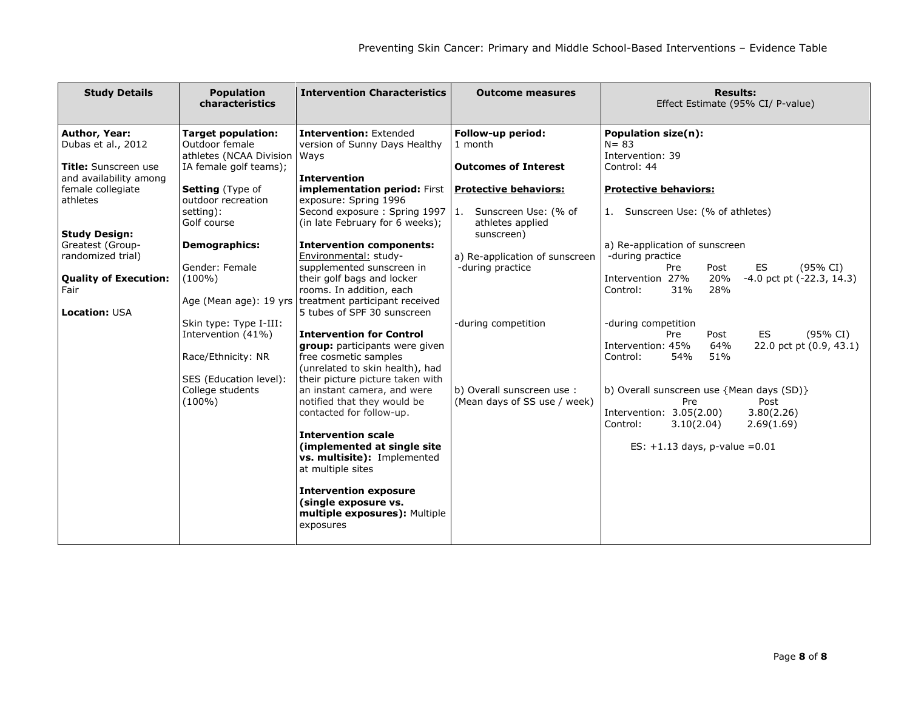| Study Details | Population characteristics | Intervention Characteristics | Outcome measures | Results: Effect Estimate (95% CI/ P-value) |
|---|---|---|---|---|
| **Author, Year:** Dubas et al., 2012<br><br>**Title:** Sunscreen use and availability among female collegiate athletes<br><br>**Study Design:** Greatest (Group-randomized trial)<br><br>**Quality of Execution:** Fair<br><br>**Location:** USA | **Target population:** Outdoor female athletes (NCAA Division IA female golf teams);<br><br>**Setting** (Type of outdoor recreation setting): Golf course<br><br>**Demographics:**<br><br>Gender: Female (100%)<br><br>Age (Mean age): 19 yrs<br><br>Skin type: Type I-III: Intervention (41%)<br><br>Race/Ethnicity: NR<br><br>SES (Education level): College students (100%) | **Intervention:** Extended version of Sunny Days Healthy Ways<br><br>**Intervention implementation period:** First exposure: Spring 1996 Second exposure : Spring 1997 (in late February for 6 weeks);<br><br>**Intervention components:** Environmental: study-supplemented sunscreen in their golf bags and locker rooms. In addition, each treatment participant received 5 tubes of SPF 30 sunscreen<br><br>**Intervention for Control group:** participants were given free cosmetic samples (unrelated to skin health), had their picture picture taken with an instant camera, and were notified that they would be contacted for follow-up.<br><br>**Intervention scale (implemented at single site vs. multisite):** Implemented at multiple sites<br><br>**Intervention exposure (single exposure vs. multiple exposures):** Multiple exposures | **Follow-up period:** 1 month<br><br>**Outcomes of Interest**<br><br>**Protective behaviors:**<br><br>1. Sunscreen Use: (% of athletes applied sunscreen)<br><br>a) Re-application of sunscreen -during practice<br><br>-during competition<br><br>b) Overall sunscreen use : (Mean days of SS use / week) | **Population size(n):** N= 83<br>Intervention: 39<br>Control: 44<br><br>**Protective behaviors:**<br><br>1. Sunscreen Use: (% of athletes)<br><br>a) Re-application of sunscreen<br>-during practice<br>Pre / Post / ES / (95% CI)<br>Intervention 27% / 20% / -4.0 pct pt (-22.3, 14.3)<br>Control: 31% / 28%<br><br>-during competition<br>Pre / Post / ES / (95% CI)<br>Intervention: 45% / 64% / 22.0 pct pt (0.9, 43.1)<br>Control: 54% / 51%<br><br>b) Overall sunscreen use {Mean days (SD)}<br>Pre / Post<br>Intervention: 3.05(2.00) / 3.80(2.26)<br>Control: 3.10(2.04) / 2.69(1.69)<br><br>ES: +1.13 days, p-value =0.01 |